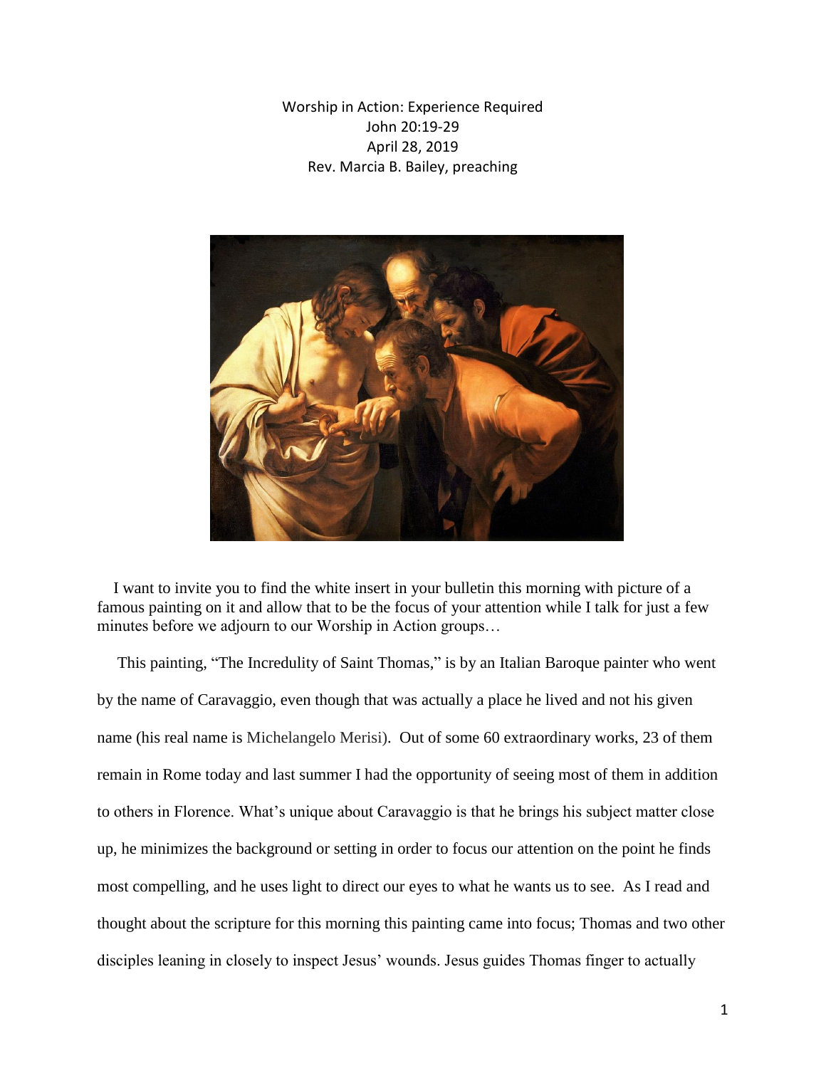Worship in Action: Experience Required
John 20:19-29
April 28, 2019
Rev. Marcia B. Bailey, preaching

I want to invite you to find the white insert in your bulletin this morning with picture of a famous painting on it and allow that to be the focus of your attention while I talk for just a few minutes before we adjourn to our Worship in Action groups…

This painting, "The Incredulity of Saint Thomas," is by an Italian Baroque painter who went by the name of Caravaggio, even though that was actually a place he lived and not his given name (his real name is Michelangelo Merisi). Out of some 60 extraordinary works, 23 of them remain in Rome today and last summer I had the opportunity of seeing most of them in addition to others in Florence. What's unique about Caravaggio is that he brings his subject matter close up, he minimizes the background or setting in order to focus our attention on the point he finds most compelling, and he uses light to direct our eyes to what he wants us to see. As I read and thought about the scripture for this morning this painting came into focus; Thomas and two other disciples leaning in closely to inspect Jesus' wounds. Jesus guides Thomas finger to actually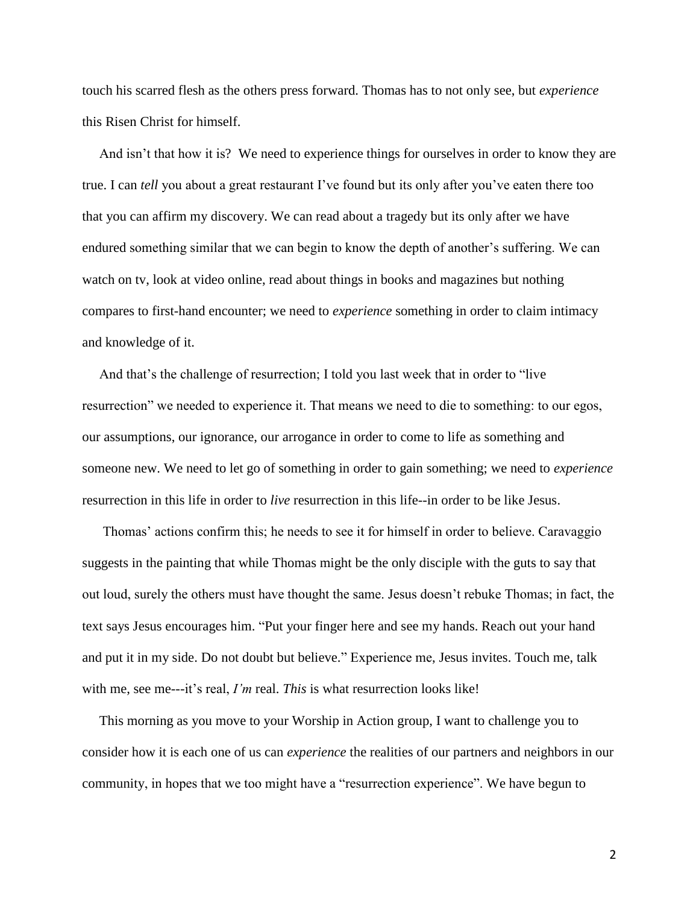touch his scarred flesh as the others press forward. Thomas has to not only see, but *experience* this Risen Christ for himself.

And isn't that how it is? We need to experience things for ourselves in order to know they are true. I can *tell* you about a great restaurant I've found but its only after you've eaten there too that you can affirm my discovery. We can read about a tragedy but its only after we have endured something similar that we can begin to know the depth of another's suffering. We can watch on tv, look at video online, read about things in books and magazines but nothing compares to first-hand encounter; we need to *experience* something in order to claim intimacy and knowledge of it.

And that's the challenge of resurrection; I told you last week that in order to "live resurrection" we needed to experience it. That means we need to die to something: to our egos, our assumptions, our ignorance, our arrogance in order to come to life as something and someone new. We need to let go of something in order to gain something; we need to *experience* resurrection in this life in order to *live* resurrection in this life--in order to be like Jesus.

Thomas' actions confirm this; he needs to see it for himself in order to believe. Caravaggio suggests in the painting that while Thomas might be the only disciple with the guts to say that out loud, surely the others must have thought the same. Jesus doesn't rebuke Thomas; in fact, the text says Jesus encourages him. "Put your finger here and see my hands. Reach out your hand and put it in my side. Do not doubt but believe." Experience me, Jesus invites. Touch me, talk with me, see me---it's real, *I'm* real. *This* is what resurrection looks like!

This morning as you move to your Worship in Action group, I want to challenge you to consider how it is each one of us can *experience* the realities of our partners and neighbors in our community, in hopes that we too might have a "resurrection experience". We have begun to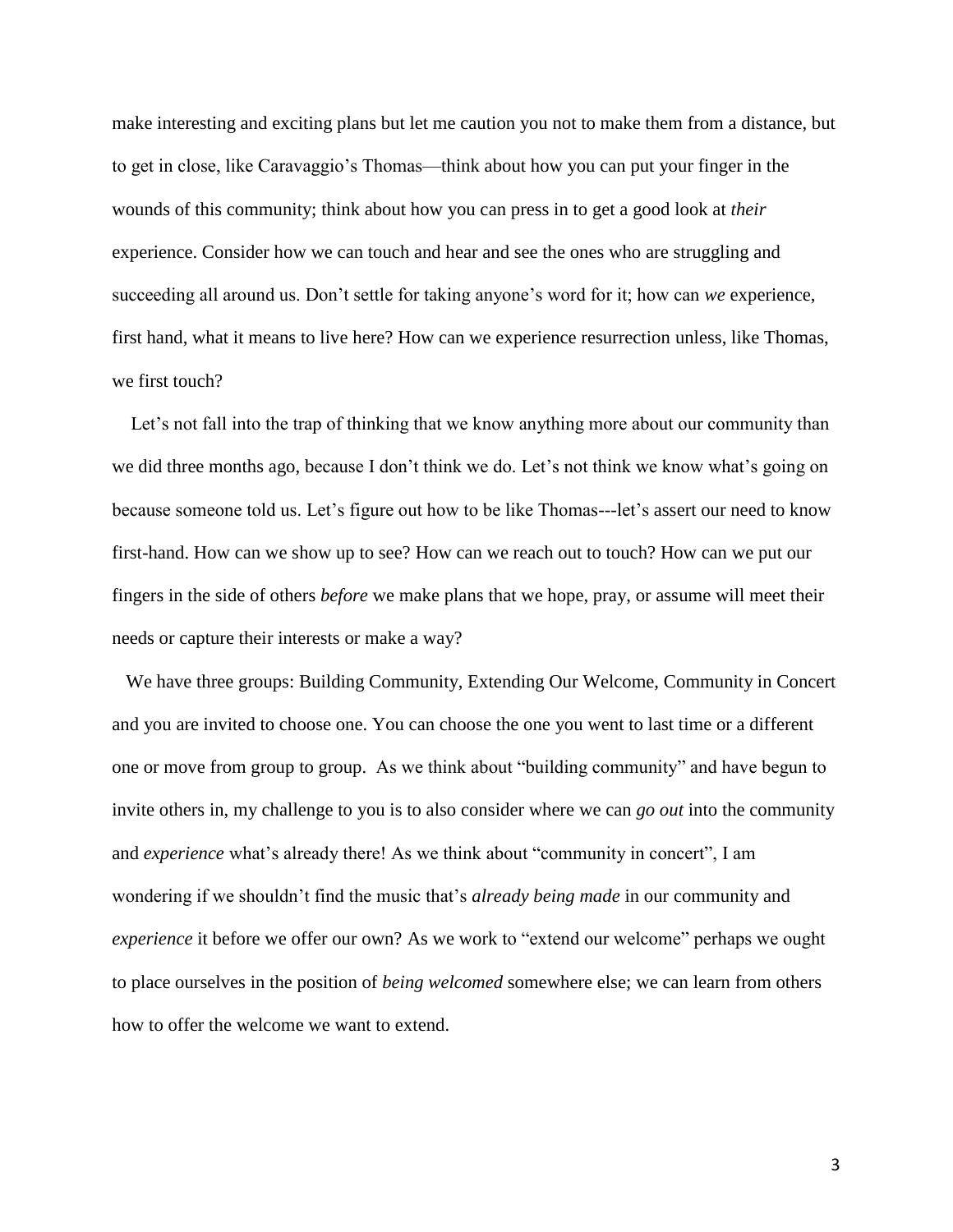make interesting and exciting plans but let me caution you not to make them from a distance, but to get in close, like Caravaggio's Thomas—think about how you can put your finger in the wounds of this community; think about how you can press in to get a good look at *their* experience. Consider how we can touch and hear and see the ones who are struggling and succeeding all around us. Don't settle for taking anyone's word for it; how can *we* experience, first hand, what it means to live here? How can we experience resurrection unless, like Thomas, we first touch?

Let's not fall into the trap of thinking that we know anything more about our community than we did three months ago, because I don't think we do. Let's not think we know what's going on because someone told us. Let's figure out how to be like Thomas---let's assert our need to know first-hand. How can we show up to see? How can we reach out to touch? How can we put our fingers in the side of others *before* we make plans that we hope, pray, or assume will meet their needs or capture their interests or make a way?

We have three groups: Building Community, Extending Our Welcome, Community in Concert and you are invited to choose one. You can choose the one you went to last time or a different one or move from group to group. As we think about "building community" and have begun to invite others in, my challenge to you is to also consider where we can *go out* into the community and *experience* what's already there! As we think about "community in concert", I am wondering if we shouldn't find the music that's *already being made* in our community and *experience* it before we offer our own? As we work to "extend our welcome" perhaps we ought to place ourselves in the position of *being welcomed* somewhere else; we can learn from others how to offer the welcome we want to extend.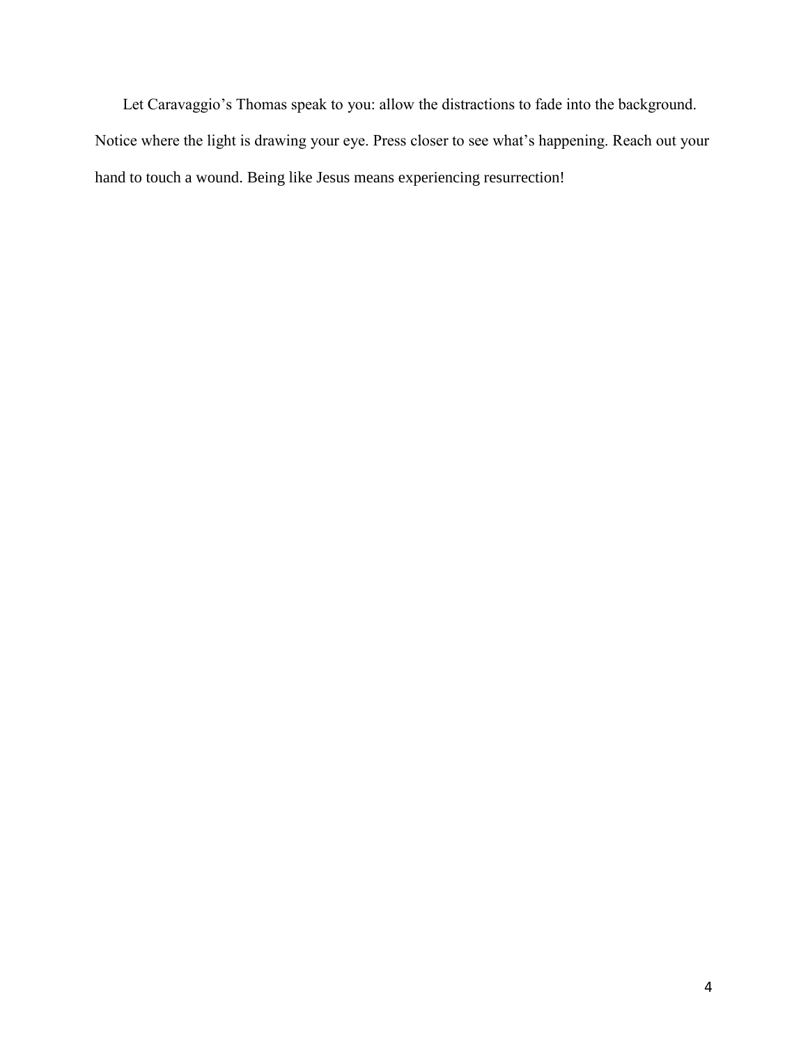Let Caravaggio's Thomas speak to you: allow the distractions to fade into the background. Notice where the light is drawing your eye. Press closer to see what's happening. Reach out your hand to touch a wound. Being like Jesus means experiencing resurrection!